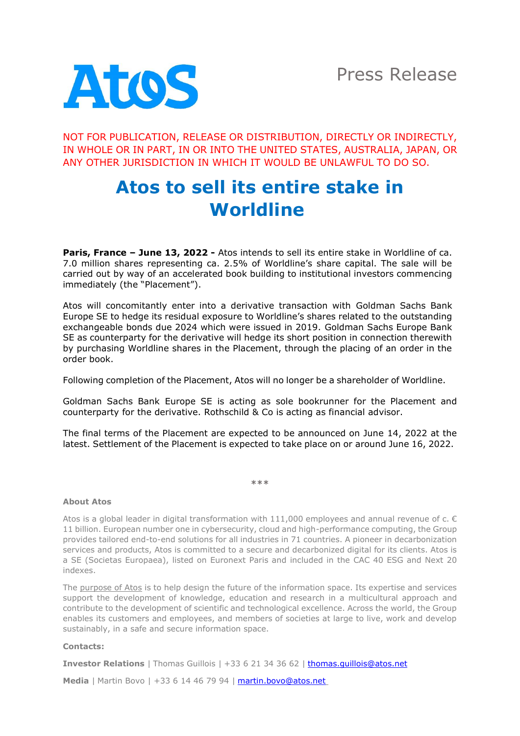Press Release

NOT FOR PUBLICATION, RELEASE OR DISTRIBUTION, DIRECTLY OR INDIRECTLY, IN WHOLE OR IN PART, IN OR INTO THE UNITED STATES, AUSTRALIA, JAPAN, OR ANY OTHER JURISDICTION IN WHICH IT WOULD BE UNLAWFUL TO DO SO.

# Atos to sell its entire stake in Worldline

**Paris, France – June 13, 2022 -** Atos intends to sell its entire stake in Worldline of ca. 7.0 million shares representing ca. 2.5% of Worldline's share capital. The sale will be carried out by way of an accelerated book building to institutional investors commencing immediately (the "Placement").

Atos will concomitantly enter into a derivative transaction with Goldman Sachs Bank Europe SE to hedge its residual exposure to Worldline's shares related to the outstanding exchangeable bonds due 2024 which were issued in 2019. Goldman Sachs Europe Bank SE as counterparty for the derivative will hedge its short position in connection therewith by purchasing Worldline shares in the Placement, through the placing of an order in the order book.

Following completion of the Placement, Atos will no longer be a shareholder of Worldline.

Goldman Sachs Bank Europe SE is acting as sole bookrunner for the Placement and counterparty for the derivative. Rothschild & Co is acting as financial advisor.

The final terms of the Placement are expected to be announced on June 14, 2022 at the latest. Settlement of the Placement is expected to take place on or around June 16, 2022.

***

**About Atos**

Atos is a global leader in digital transformation with 111,000 employees and annual revenue of c. € 11 billion. European number one in cybersecurity, cloud and high-performance computing, the Group provides tailored end-to-end solutions for all industries in 71 countries. A pioneer in decarbonization services and products, Atos is committed to a secure and decarbonized digital for its clients. Atos is a SE (Societas Europaea), listed on Euronext Paris and included in the CAC 40 ESG and Next 20 indexes.

The purpose of Atos is to help design the future of the information space. Its expertise and services support the development of knowledge, education and research in a multicultural approach and contribute to the development of scientific and technological excellence. Across the world, the Group enables its customers and employees, and members of societies at large to live, work and develop sustainably, in a safe and secure information space.

**Contacts:**

**Investor Relations** | Thomas Guillois | +33 6 21 34 36 62 | thomas.guillois@atos.net

**Media** | Martin Bovo | +33 6 14 46 79 94 | martin.bovo@atos.net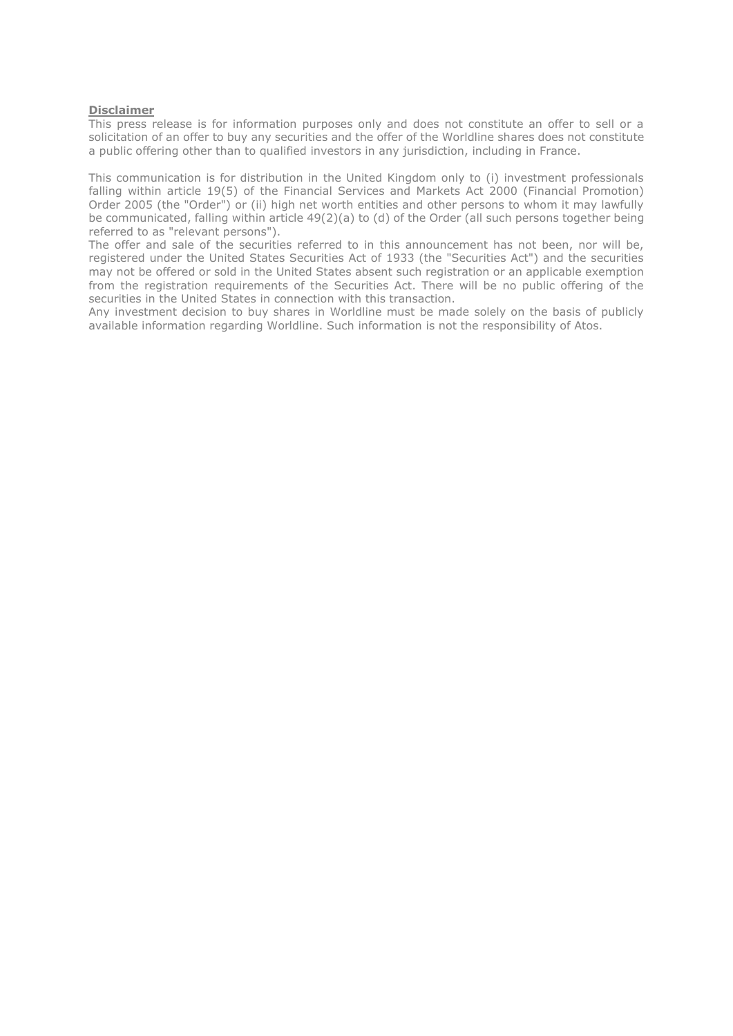**Disclaimer**

This press release is for information purposes only and does not constitute an offer to sell or a solicitation of an offer to buy any securities and the offer of the Worldline shares does not constitute a public offering other than to qualified investors in any jurisdiction, including in France.

This communication is for distribution in the United Kingdom only to (i) investment professionals falling within article 19(5) of the Financial Services and Markets Act 2000 (Financial Promotion) Order 2005 (the "Order") or (ii) high net worth entities and other persons to whom it may lawfully be communicated, falling within article 49(2)(a) to (d) of the Order (all such persons together being referred to as "relevant persons").

The offer and sale of the securities referred to in this announcement has not been, nor will be, registered under the United States Securities Act of 1933 (the "Securities Act") and the securities may not be offered or sold in the United States absent such registration or an applicable exemption from the registration requirements of the Securities Act. There will be no public offering of the securities in the United States in connection with this transaction.

Any investment decision to buy shares in Worldline must be made solely on the basis of publicly available information regarding Worldline. Such information is not the responsibility of Atos.